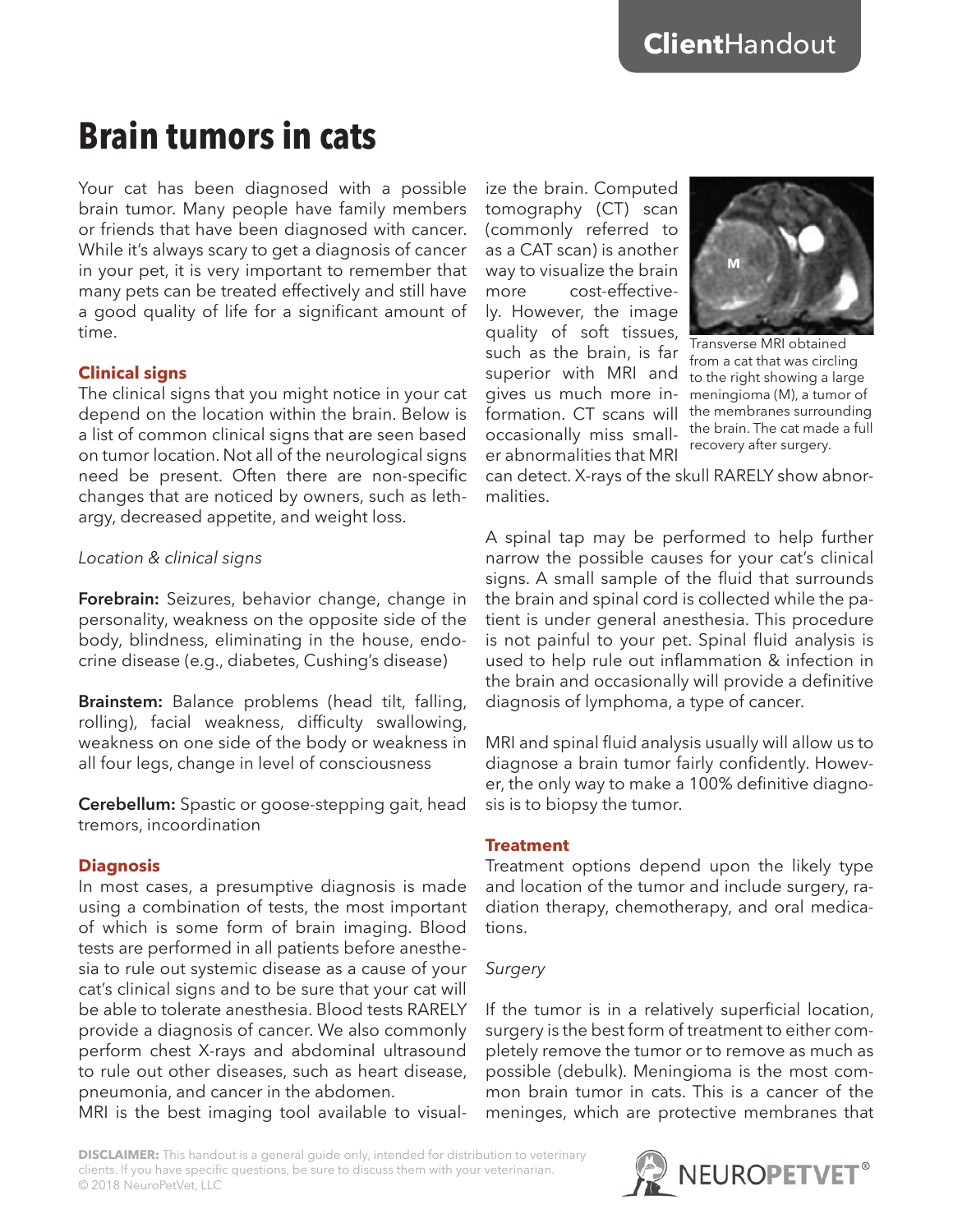# Brain tumors in cats

Your cat has been diagnosed with a possible brain tumor. Many people have family members or friends that have been diagnosed with cancer. While it's always scary to get a diagnosis of cancer in your pet, it is very important to remember that many pets can be treated effectively and still have a good quality of life for a significant amount of time.

## Clinical signs

The clinical signs that you might notice in your cat depend on the location within the brain. Below is a list of common clinical signs that are seen based on tumor location. Not all of the neurological signs need be present. Often there are non-specific changes that are noticed by owners, such as lethargy, decreased appetite, and weight loss.

*Location & clinical signs*

**Forebrain:** Seizures, behavior change, change in personality, weakness on the opposite side of the body, blindness, eliminating in the house, endocrine disease (e.g., diabetes, Cushing's disease)

**Brainstem:** Balance problems (head tilt, falling, rolling), facial weakness, difficulty swallowing, weakness on one side of the body or weakness in all four legs, change in level of consciousness

**Cerebellum:** Spastic or goose-stepping gait, head tremors, incoordination

## Diagnosis

In most cases, a presumptive diagnosis is made using a combination of tests, the most important of which is some form of brain imaging. Blood tests are performed in all patients before anesthesia to rule out systemic disease as a cause of your cat's clinical signs and to be sure that your cat will be able to tolerate anesthesia. Blood tests RARELY provide a diagnosis of cancer. We also commonly perform chest X-rays and abdominal ultrasound to rule out other diseases, such as heart disease, pneumonia, and cancer in the abdomen.

MRI is the best imaging tool available to visualize the brain. Computed tomography (CT) scan (commonly referred to as a CAT scan) is another way to visualize the brain more cost-effectively. However, the image quality of soft tissues, such as the brain, is far superior with MRI and gives us much more information. CT scans will occasionally miss smaller abnormalities that MRI can detect. X-rays of the skull RARELY show abnormalities.

Transverse MRI obtained from a cat that was circling to the right showing a large meningioma (M), a tumor of the membranes surrounding the brain. The cat made a full recovery after surgery.

A spinal tap may be performed to help further narrow the possible causes for your cat's clinical signs. A small sample of the fluid that surrounds the brain and spinal cord is collected while the patient is under general anesthesia. This procedure is not painful to your pet. Spinal fluid analysis is used to help rule out inflammation & infection in the brain and occasionally will provide a definitive diagnosis of lymphoma, a type of cancer.

MRI and spinal fluid analysis usually will allow us to diagnose a brain tumor fairly confidently. However, the only way to make a 100% definitive diagnosis is to biopsy the tumor.

## Treatment

Treatment options depend upon the likely type and location of the tumor and include surgery, radiation therapy, chemotherapy, and oral medications.

*Surgery*

If the tumor is in a relatively superficial location, surgery is the best form of treatment to either completely remove the tumor or to remove as much as possible (debulk). Meningioma is the most common brain tumor in cats. This is a cancer of the meninges, which are protective membranes that

**DISCLAIMER:** This handout is a general guide only, intended for distribution to veterinary clients. If you have specific questions, be sure to discuss them with your veterinarian.
© 2018 NeuroPetVet, LLC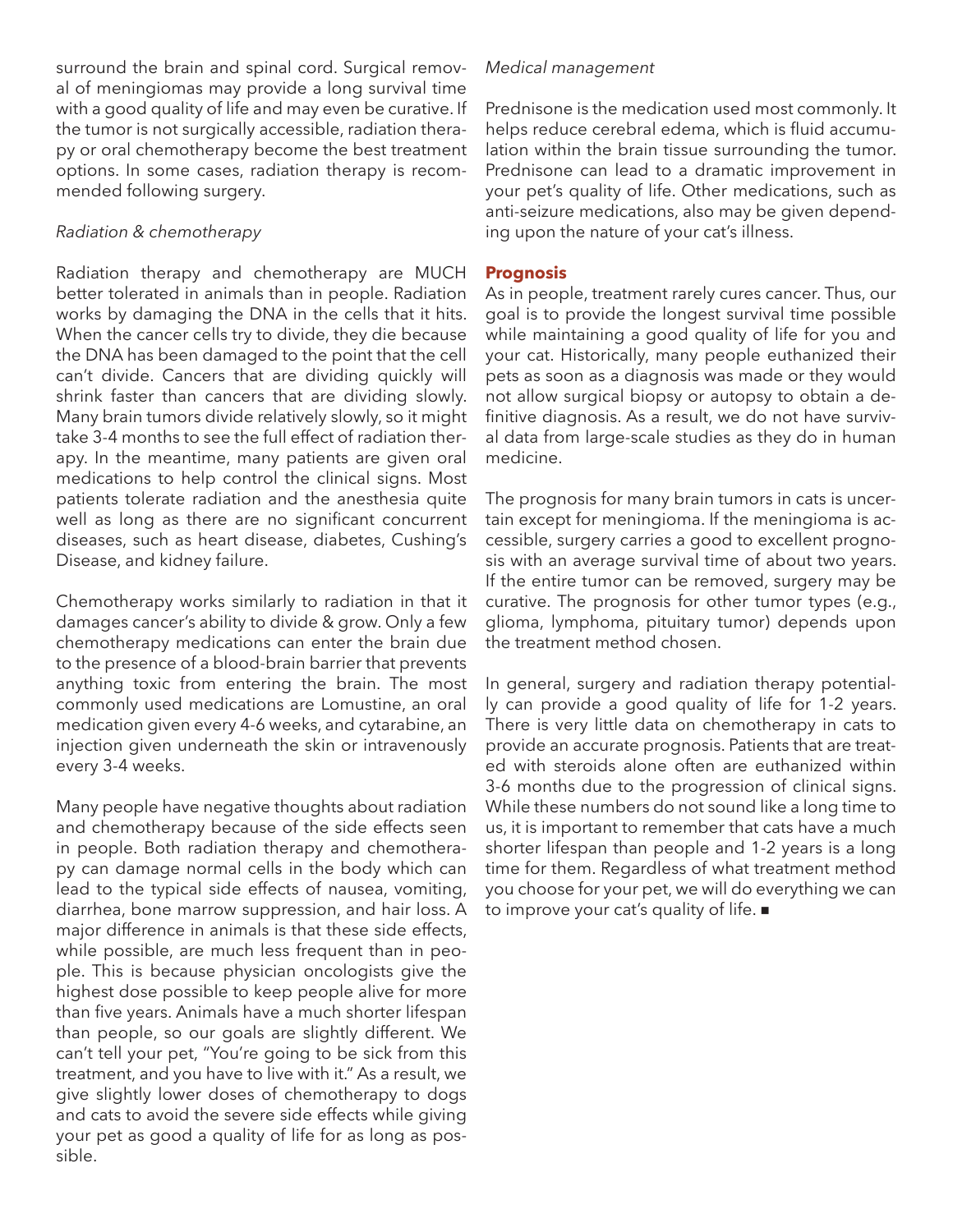surround the brain and spinal cord. Surgical removal of meningiomas may provide a long survival time with a good quality of life and may even be curative. If the tumor is not surgically accessible, radiation therapy or oral chemotherapy become the best treatment options. In some cases, radiation therapy is recommended following surgery.

*Radiation & chemotherapy*

Radiation therapy and chemotherapy are MUCH better tolerated in animals than in people. Radiation works by damaging the DNA in the cells that it hits. When the cancer cells try to divide, they die because the DNA has been damaged to the point that the cell can't divide. Cancers that are dividing quickly will shrink faster than cancers that are dividing slowly. Many brain tumors divide relatively slowly, so it might take 3-4 months to see the full effect of radiation therapy. In the meantime, many patients are given oral medications to help control the clinical signs. Most patients tolerate radiation and the anesthesia quite well as long as there are no significant concurrent diseases, such as heart disease, diabetes, Cushing's Disease, and kidney failure.

Chemotherapy works similarly to radiation in that it damages cancer's ability to divide & grow. Only a few chemotherapy medications can enter the brain due to the presence of a blood-brain barrier that prevents anything toxic from entering the brain. The most commonly used medications are Lomustine, an oral medication given every 4-6 weeks, and cytarabine, an injection given underneath the skin or intravenously every 3-4 weeks.

Many people have negative thoughts about radiation and chemotherapy because of the side effects seen in people. Both radiation therapy and chemotherapy can damage normal cells in the body which can lead to the typical side effects of nausea, vomiting, diarrhea, bone marrow suppression, and hair loss. A major difference in animals is that these side effects, while possible, are much less frequent than in people. This is because physician oncologists give the highest dose possible to keep people alive for more than five years. Animals have a much shorter lifespan than people, so our goals are slightly different. We can't tell your pet, "You're going to be sick from this treatment, and you have to live with it." As a result, we give slightly lower doses of chemotherapy to dogs and cats to avoid the severe side effects while giving your pet as good a quality of life for as long as possible.

*Medical management*

Prednisone is the medication used most commonly. It helps reduce cerebral edema, which is fluid accumulation within the brain tissue surrounding the tumor. Prednisone can lead to a dramatic improvement in your pet's quality of life. Other medications, such as anti-seizure medications, also may be given depending upon the nature of your cat's illness.

**Prognosis**

As in people, treatment rarely cures cancer. Thus, our goal is to provide the longest survival time possible while maintaining a good quality of life for you and your cat. Historically, many people euthanized their pets as soon as a diagnosis was made or they would not allow surgical biopsy or autopsy to obtain a definitive diagnosis. As a result, we do not have survival data from large-scale studies as they do in human medicine.

The prognosis for many brain tumors in cats is uncertain except for meningioma. If the meningioma is accessible, surgery carries a good to excellent prognosis with an average survival time of about two years. If the entire tumor can be removed, surgery may be curative. The prognosis for other tumor types (e.g., glioma, lymphoma, pituitary tumor) depends upon the treatment method chosen.

In general, surgery and radiation therapy potentially can provide a good quality of life for 1-2 years. There is very little data on chemotherapy in cats to provide an accurate prognosis. Patients that are treated with steroids alone often are euthanized within 3-6 months due to the progression of clinical signs. While these numbers do not sound like a long time to us, it is important to remember that cats have a much shorter lifespan than people and 1-2 years is a long time for them. Regardless of what treatment method you choose for your pet, we will do everything we can to improve your cat's quality of life. ■